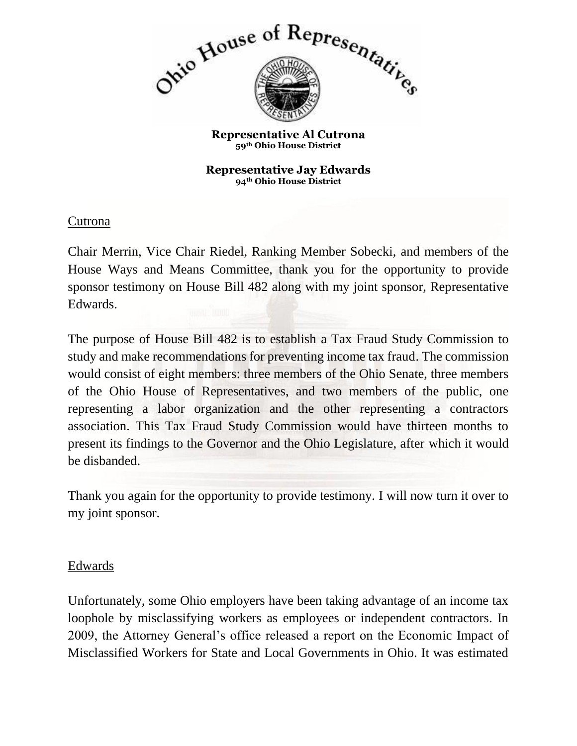**Ohio House of Representatives**

**Representative Al Cutrona**
**59th Ohio House District**

**Representative Jay Edwards**
**94th Ohio House District**

Cutrona

Chair Merrin, Vice Chair Riedel, Ranking Member Sobecki, and members of the House Ways and Means Committee, thank you for the opportunity to provide sponsor testimony on House Bill 482 along with my joint sponsor, Representative Edwards.

The purpose of House Bill 482 is to establish a Tax Fraud Study Commission to study and make recommendations for preventing income tax fraud. The commission would consist of eight members: three members of the Ohio Senate, three members of the Ohio House of Representatives, and two members of the public, one representing a labor organization and the other representing a contractors association. This Tax Fraud Study Commission would have thirteen months to present its findings to the Governor and the Ohio Legislature, after which it would be disbanded.

Thank you again for the opportunity to provide testimony. I will now turn it over to my joint sponsor.

Edwards

Unfortunately, some Ohio employers have been taking advantage of an income tax loophole by misclassifying workers as employees or independent contractors. In 2009, the Attorney General's office released a report on the Economic Impact of Misclassified Workers for State and Local Governments in Ohio. It was estimated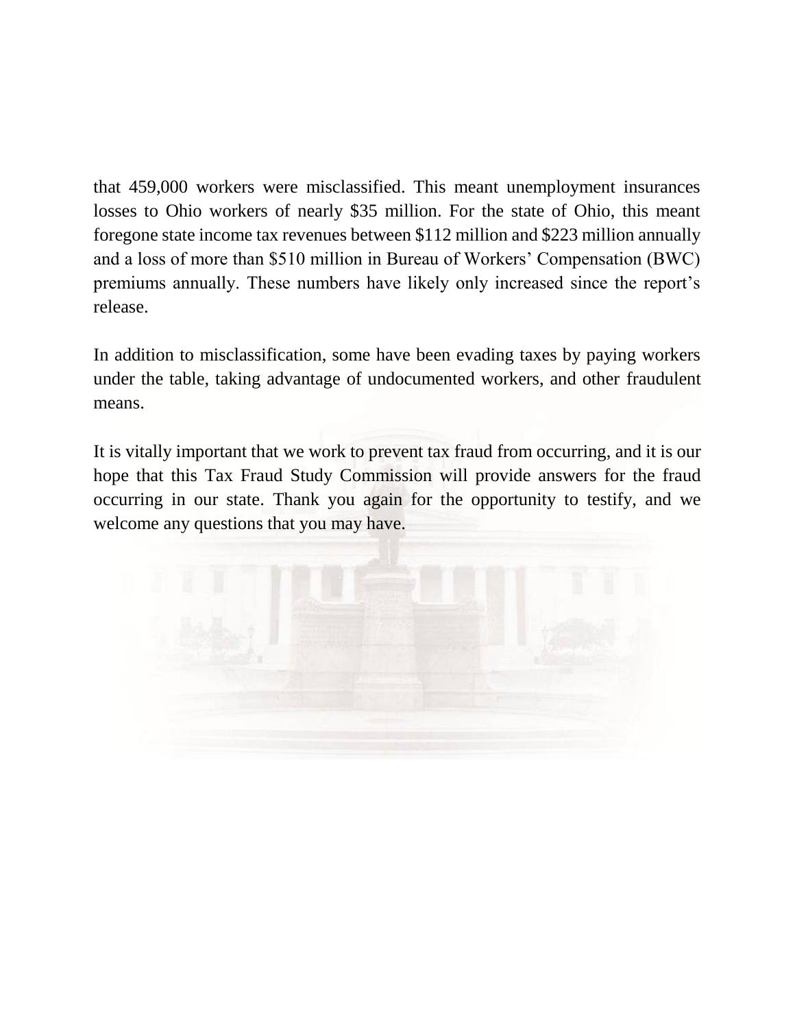that 459,000 workers were misclassified. This meant unemployment insurances losses to Ohio workers of nearly $35 million. For the state of Ohio, this meant foregone state income tax revenues between $112 million and $223 million annually and a loss of more than $510 million in Bureau of Workers' Compensation (BWC) premiums annually. These numbers have likely only increased since the report's release.

In addition to misclassification, some have been evading taxes by paying workers under the table, taking advantage of undocumented workers, and other fraudulent means.

It is vitally important that we work to prevent tax fraud from occurring, and it is our hope that this Tax Fraud Study Commission will provide answers for the fraud occurring in our state. Thank you again for the opportunity to testify, and we welcome any questions that you may have.